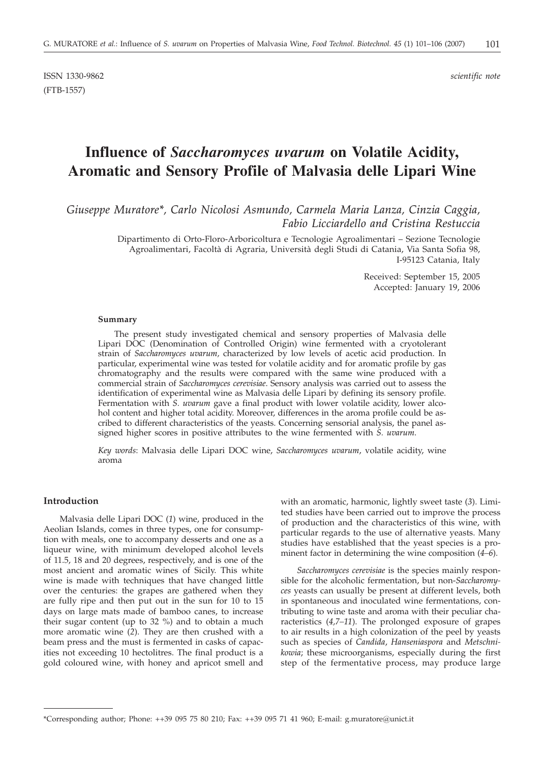ISSN 1330-9862 *scientific note*
(FTB-1557)

# Influence of *Saccharomyces uvarum* on Volatile Acidity, Aromatic and Sensory Profile of Malvasia delle Lipari Wine

*Giuseppe Muratore\*, Carlo Nicolosi Asmundo, Carmela Maria Lanza, Cinzia Caggia, Fabio Licciardello and Cristina Restuccia*

Dipartimento di Orto-Floro-Arboricoltura e Tecnologie Agroalimentari – Sezione Tecnologie Agroalimentari, Facoltà di Agraria, Università degli Studi di Catania, Via Santa Sofia 98, I-95123 Catania, Italy

Received: September 15, 2005
Accepted: January 19, 2006

### Summary

The present study investigated chemical and sensory properties of Malvasia delle Lipari DOC (Denomination of Controlled Origin) wine fermented with a cryotolerant strain of *Saccharomyces uvarum,* characterized by low levels of acetic acid production. In particular, experimental wine was tested for volatile acidity and for aromatic profile by gas chromatography and the results were compared with the same wine produced with a commercial strain of *Saccharomyces cerevisiae*. Sensory analysis was carried out to assess the identification of experimental wine as Malvasia delle Lipari by defining its sensory profile. Fermentation with *S. uvarum* gave a final product with lower volatile acidity, lower alcohol content and higher total acidity. Moreover, differences in the aroma profile could be ascribed to different characteristics of the yeasts. Concerning sensorial analysis, the panel assigned higher scores in positive attributes to the wine fermented with *S. uvarum.*

*Key words*: Malvasia delle Lipari DOC wine, *Saccharomyces uvarum*, volatile acidity, wine aroma

## Introduction

Malvasia delle Lipari DOC (*1*) wine, produced in the Aeolian Islands, comes in three types, one for consumption with meals, one to accompany desserts and one as a liqueur wine, with minimum developed alcohol levels of 11.5, 18 and 20 degrees, respectively, and is one of the most ancient and aromatic wines of Sicily. This white wine is made with techniques that have changed little over the centuries: the grapes are gathered when they are fully ripe and then put out in the sun for 10 to 15 days on large mats made of bamboo canes, to increase their sugar content (up to 32 %) and to obtain a much more aromatic wine (*2*). They are then crushed with a beam press and the must is fermented in casks of capacities not exceeding 10 hectolitres. The final product is a gold coloured wine, with honey and apricot smell and with an aromatic, harmonic, lightly sweet taste (*3*). Limited studies have been carried out to improve the process of production and the characteristics of this wine, with particular regards to the use of alternative yeasts. Many studies have established that the yeast species is a prominent factor in determining the wine composition (*4–6*).

*Saccharomyces cerevisiae* is the species mainly responsible for the alcoholic fermentation, but non-*Saccharomyces* yeasts can usually be present at different levels, both in spontaneous and inoculated wine fermentations, contributing to wine taste and aroma with their peculiar characteristics (*4,7–11*). The prolonged exposure of grapes to air results in a high colonization of the peel by yeasts such as species of *Candida*, *Hanseniaspora* and *Metschnikowia*; these microorganisms, especially during the first step of the fermentative process, may produce large

\*Corresponding author; Phone: ++39 095 75 80 210; Fax: ++39 095 71 41 960; E-mail: g.muratore@unict.it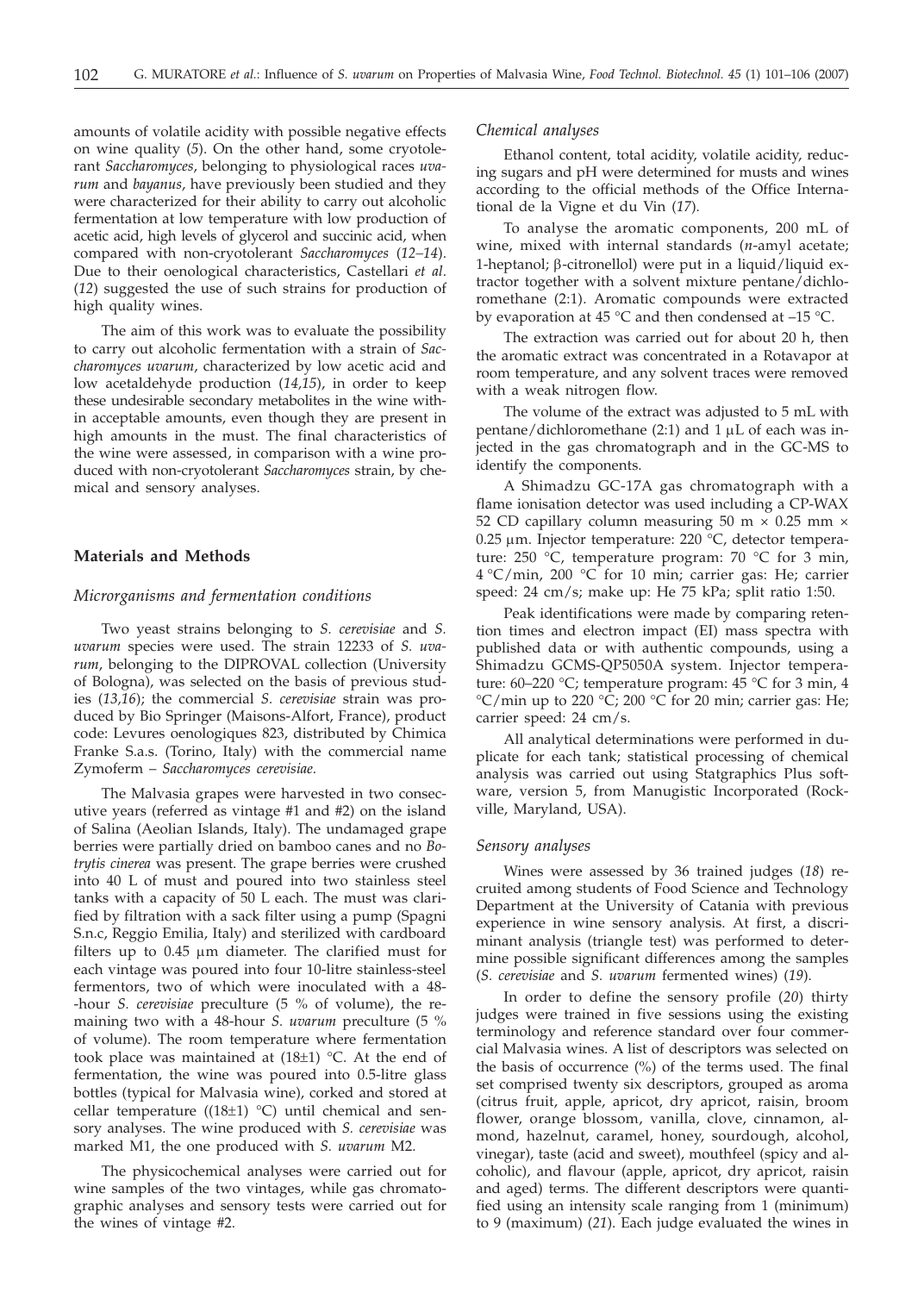amounts of volatile acidity with possible negative effects on wine quality (*5*). On the other hand, some cryotolerant *Saccharomyces*, belonging to physiological races *uvarum* and *bayanus*, have previously been studied and they were characterized for their ability to carry out alcoholic fermentation at low temperature with low production of acetic acid, high levels of glycerol and succinic acid, when compared with non-cryotolerant *Saccharomyces* (*12–14*). Due to their oenological characteristics, Castellari *et al*. (*12*) suggested the use of such strains for production of high quality wines.

The aim of this work was to evaluate the possibility to carry out alcoholic fermentation with a strain of *Saccharomyces uvarum*, characterized by low acetic acid and low acetaldehyde production (*14,15*), in order to keep these undesirable secondary metabolites in the wine within acceptable amounts, even though they are present in high amounts in the must. The final characteristics of the wine were assessed, in comparison with a wine produced with non-cryotolerant *Saccharomyces* strain, by chemical and sensory analyses.

## Materials and Methods

### *Microrganisms and fermentation conditions*

Two yeast strains belonging to *S. cerevisiae* and *S. uvarum* species were used. The strain 12233 of *S. uvarum*, belonging to the DIPROVAL collection (University of Bologna), was selected on the basis of previous studies (*13,16*); the commercial *S. cerevisiae* strain was produced by Bio Springer (Maisons-Alfort, France), product code: Levures oenologiques 823, distributed by Chimica Franke S.a.s. (Torino, Italy) with the commercial name Zymoferm – *Saccharomyces cerevisiae.*

The Malvasia grapes were harvested in two consecutive years (referred as vintage #1 and #2) on the island of Salina (Aeolian Islands, Italy). The undamaged grape berries were partially dried on bamboo canes and no *Botrytis cinerea* was present. The grape berries were crushed into 40 L of must and poured into two stainless steel tanks with a capacity of 50 L each. The must was clarified by filtration with a sack filter using a pump (Spagni S.n.c, Reggio Emilia, Italy) and sterilized with cardboard filters up to 0.45 μm diameter. The clarified must for each vintage was poured into four 10-litre stainless-steel fermentors, two of which were inoculated with a 48-hour *S. cerevisiae* preculture (5 % of volume), the remaining two with a 48-hour *S. uvarum* preculture (5 % of volume). The room temperature where fermentation took place was maintained at (18±1) °C. At the end of fermentation, the wine was poured into 0.5-litre glass bottles (typical for Malvasia wine), corked and stored at cellar temperature ((18±1) °C) until chemical and sensory analyses. The wine produced with *S. cerevisiae* was marked M1, the one produced with *S. uvarum* M2.

The physicochemical analyses were carried out for wine samples of the two vintages, while gas chromatographic analyses and sensory tests were carried out for the wines of vintage #2.

### *Chemical analyses*

Ethanol content, total acidity, volatile acidity, reducing sugars and pH were determined for musts and wines according to the official methods of the Office International de la Vigne et du Vin (*17*).

To analyse the aromatic components, 200 mL of wine, mixed with internal standards (*n*-amyl acetate; 1-heptanol; β-citronellol) were put in a liquid/liquid extractor together with a solvent mixture pentane/dichloromethane (2:1). Aromatic compounds were extracted by evaporation at 45 °C and then condensed at –15 °C.

The extraction was carried out for about 20 h, then the aromatic extract was concentrated in a Rotavapor at room temperature, and any solvent traces were removed with a weak nitrogen flow.

The volume of the extract was adjusted to 5 mL with pentane/dichloromethane (2:1) and 1 μL of each was injected in the gas chromatograph and in the GC-MS to identify the components.

A Shimadzu GC-17A gas chromatograph with a flame ionisation detector was used including a CP-WAX 52 CD capillary column measuring 50 m × 0.25 mm × 0.25 μm. Injector temperature: 220 °C, detector temperature: 250 °C, temperature program: 70 °C for 3 min, 4 °C/min, 200 °C for 10 min; carrier gas: He; carrier speed: 24 cm/s; make up: He 75 kPa; split ratio 1:50.

Peak identifications were made by comparing retention times and electron impact (EI) mass spectra with published data or with authentic compounds, using a Shimadzu GCMS-QP5050A system. Injector temperature: 60–220 °C; temperature program: 45 °C for 3 min, 4 °C/min up to 220 °C; 200 °C for 20 min; carrier gas: He; carrier speed: 24 cm/s.

All analytical determinations were performed in duplicate for each tank; statistical processing of chemical analysis was carried out using Statgraphics Plus software, version 5, from Manugistic Incorporated (Rockville, Maryland, USA).

### *Sensory analyses*

Wines were assessed by 36 trained judges (*18*) recruited among students of Food Science and Technology Department at the University of Catania with previous experience in wine sensory analysis. At first, a discriminant analysis (triangle test) was performed to determine possible significant differences among the samples (*S. cerevisiae* and *S. uvarum* fermented wines) (*19*).

In order to define the sensory profile (*20*) thirty judges were trained in five sessions using the existing terminology and reference standard over four commercial Malvasia wines. A list of descriptors was selected on the basis of occurrence (%) of the terms used. The final set comprised twenty six descriptors, grouped as aroma (citrus fruit, apple, apricot, dry apricot, raisin, broom flower, orange blossom, vanilla, clove, cinnamon, almond, hazelnut, caramel, honey, sourdough, alcohol, vinegar), taste (acid and sweet), mouthfeel (spicy and alcoholic), and flavour (apple, apricot, dry apricot, raisin and aged) terms. The different descriptors were quantified using an intensity scale ranging from 1 (minimum) to 9 (maximum) (*21*). Each judge evaluated the wines in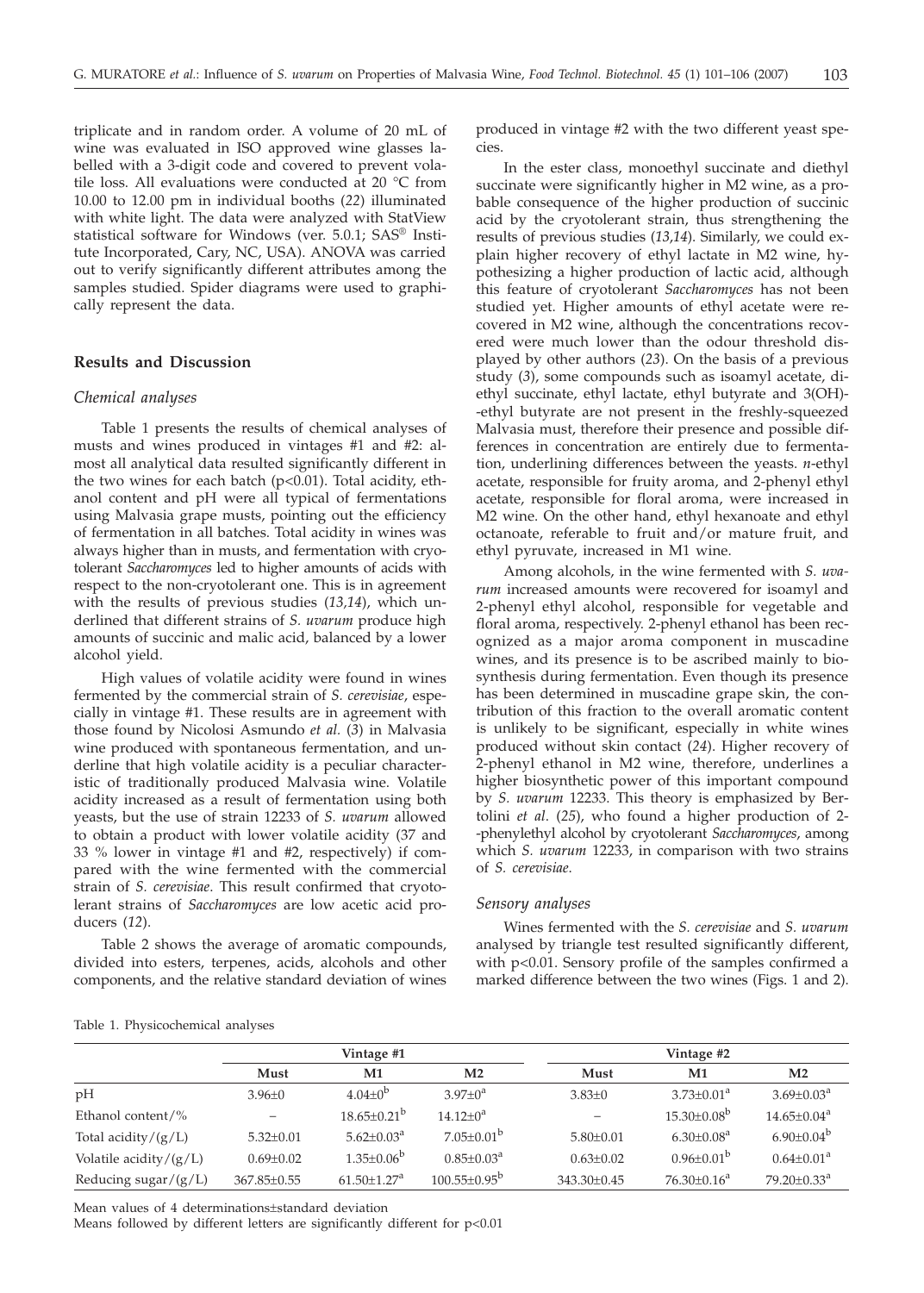triplicate and in random order. A volume of 20 mL of wine was evaluated in ISO approved wine glasses labelled with a 3-digit code and covered to prevent volatile loss. All evaluations were conducted at 20 °C from 10.00 to 12.00 pm in individual booths (*22*) illuminated with white light. The data were analyzed with StatView statistical software for Windows (ver. 5.0.1; SAS® Institute Incorporated, Cary, NC, USA). ANOVA was carried out to verify significantly different attributes among the samples studied. Spider diagrams were used to graphically represent the data.

## Results and Discussion

### *Chemical analyses*

Table 1 presents the results of chemical analyses of musts and wines produced in vintages #1 and #2: almost all analytical data resulted significantly different in the two wines for each batch ($p<0.01$). Total acidity, ethanol content and pH were all typical of fermentations using Malvasia grape musts, pointing out the efficiency of fermentation in all batches. Total acidity in wines was always higher than in musts, and fermentation with cryotolerant *Saccharomyces* led to higher amounts of acids with respect to the non-cryotolerant one. This is in agreement with the results of previous studies (*13,14*), which underlined that different strains of *S. uvarum* produce high amounts of succinic and malic acid, balanced by a lower alcohol yield.

High values of volatile acidity were found in wines fermented by the commercial strain of *S. cerevisiae*, especially in vintage #1. These results are in agreement with those found by Nicolosi Asmundo *et al.* (*3*) in Malvasia wine produced with spontaneous fermentation, and underline that high volatile acidity is a peculiar characteristic of traditionally produced Malvasia wine. Volatile acidity increased as a result of fermentation using both yeasts, but the use of strain 12233 of *S. uvarum* allowed to obtain a product with lower volatile acidity (37 and 33 % lower in vintage #1 and #2, respectively) if compared with the wine fermented with the commercial strain of *S. cerevisiae*. This result confirmed that cryotolerant strains of *Saccharomyces* are low acetic acid producers (*12*).

Table 2 shows the average of aromatic compounds, divided into esters, terpenes, acids, alcohols and other components, and the relative standard deviation of wines produced in vintage #2 with the two different yeast species.

In the ester class, monoethyl succinate and diethyl succinate were significantly higher in M2 wine, as a probable consequence of the higher production of succinic acid by the cryotolerant strain, thus strengthening the results of previous studies (*13,14*). Similarly, we could explain higher recovery of ethyl lactate in M2 wine, hypothesizing a higher production of lactic acid, although this feature of cryotolerant *Saccharomyces* has not been studied yet. Higher amounts of ethyl acetate were recovered in M2 wine, although the concentrations recovered were much lower than the odour threshold displayed by other authors (*23*). On the basis of a previous study (*3*), some compounds such as isoamyl acetate, diethyl succinate, ethyl lactate, ethyl butyrate and 3(OH)-ethyl butyrate are not present in the freshly-squeezed Malvasia must, therefore their presence and possible differences in concentration are entirely due to fermentation, underlining differences between the yeasts. *n*-ethyl acetate, responsible for fruity aroma, and 2-phenyl ethyl acetate, responsible for floral aroma, were increased in M2 wine. On the other hand, ethyl hexanoate and ethyl octanoate, referable to fruit and/or mature fruit, and ethyl pyruvate, increased in M1 wine.

Among alcohols, in the wine fermented with *S. uvarum* increased amounts were recovered for isoamyl and 2-phenyl ethyl alcohol, responsible for vegetable and floral aroma, respectively. 2-phenyl ethanol has been recognized as a major aroma component in muscadine wines, and its presence is to be ascribed mainly to biosynthesis during fermentation. Even though its presence has been determined in muscadine grape skin, the contribution of this fraction to the overall aromatic content is unlikely to be significant, especially in white wines produced without skin contact (*24*). Higher recovery of 2-phenyl ethanol in M2 wine, therefore, underlines a higher biosynthetic power of this important compound by *S. uvarum* 12233. This theory is emphasized by Bertolini *et al.* (*25*), who found a higher production of 2-phenylethyl alcohol by cryotolerant *Saccharomyces*, among which *S. uvarum* 12233, in comparison with two strains of *S. cerevisiae*.

### *Sensory analyses*

Wines fermented with the *S. cerevisiae* and *S. uvarum* analysed by triangle test resulted significantly different, with $p<0.01$. Sensory profile of the samples confirmed a marked difference between the two wines (Figs. 1 and 2).

Table 1. Physicochemical analyses

| | Vintage #1 | | | Vintage #2 | | |
|---|---|---|---|---|---|---|
| | Must | M1 | M2 | Must | M1 | M2 |
| pH | 3.96±0 | 4.04±0[b] | 3.97±0[a] | 3.83±0 | 3.73±0.01[a] | 3.69±0.03[a] |
| Ethanol content/% | – | 18.65±0.21[b] | 14.12±0[a] | – | 15.30±0.08[b] | 14.65±0.04[a] |
| Total acidity/(g/L) | 5.32±0.01 | 5.62±0.03[a] | 7.05±0.01[b] | 5.80±0.01 | 6.30±0.08[a] | 6.90±0.04[b] |
| Volatile acidity/(g/L) | 0.69±0.02 | 1.35±0.06[b] | 0.85±0.03[a] | 0.63±0.02 | 0.96±0.01[b] | 0.64±0.01[a] |
| Reducing sugar/(g/L) | 367.85±0.55 | 61.50±1.27[a] | 100.55±0.95[b] | 343.30±0.45 | 76.30±0.16[a] | 79.20±0.33[a] |

Mean values of 4 determinations±standard deviation

Means followed by different letters are significantly different for $p<0.01$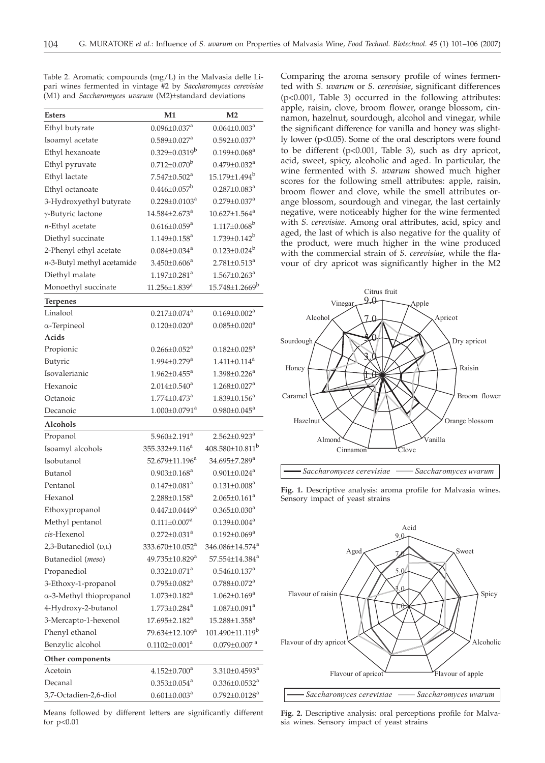Table 2. Aromatic compounds (mg/L) in the Malvasia delle Lipari wines fermented in vintage #2 by *Saccharomyces cerevisiae* (M1) and *Saccharomyces uvarum* (M2)±standard deviations

| Esters | M1 | M2 |
|---|---|---|
| Ethyl butyrate | 0.096±0.037[a] | 0.064±0.003[a] |
| Isoamyl acetate | 0.589±0.027[a] | 0.592±0.037[a] |
| Ethyl hexanoate | 0.329±0.0319[b] | 0.199±0.068[a] |
| Ethyl pyruvate | 0.712±0.070[b] | 0.479±0.032[a] |
| Ethyl lactate | 7.547±0.502[a] | 15.179±1.494[b] |
| Ethyl octanoate | 0.446±0.057[b] | 0.287±0.083[a] |
| 3-Hydroxyethyl butyrate | 0.228±0.0103[a] | 0.279±0.037[a] |
| γ-Butyric lactone | 14.584±2.673[a] | 10.627±1.564[a] |
| *n*-Ethyl acetate | 0.616±0.059[a] | 1.117±0.068[b] |
| Diethyl succinate | 1.149±0.158[a] | 1.739±0.142[b] |
| 2-Phenyl ethyl acetate | 0.084±0.034[a] | 0.123±0.024[b] |
| *n*-3-Butyl methyl acetamide | 3.450±0.606[a] | 2.781±0.513[a] |
| Diethyl malate | 1.197±0.281[a] | 1.567±0.263[a] |
| Monoethyl succinate | 11.256±1.839[a] | 15.748±1.2669[b] |
| **Terpenes** | | |
| Linalool | 0.217±0.074[a] | 0.169±0.002[a] |
| α-Terpineol | 0.120±0.020[a] | 0.085±0.020[a] |
| **Acids** | | |
| Propionic | 0.266±0.052[a] | 0.182±0.025[a] |
| Butyric | 1.994±0.279[a] | 1.411±0.114[a] |
| Isovalerianic | 1.962±0.455[a] | 1.398±0.226[a] |
| Hexanoic | 2.014±0.540[a] | 1.268±0.027[a] |
| Octanoic | 1.774±0.473[a] | 1.839±0.156[a] |
| Decanoic | 1.000±0.0791[a] | 0.980±0.045[a] |
| **Alcohols** | | |
| Propanol | 5.960±2.191[a] | 2.562±0.923[a] |
| Isoamyl alcohols | 355.332±9.116[a] | 408.580±10.811[b] |
| Isobutanol | 52.679±11.196[a] | 34.695±7.289[a] |
| Butanol | 0.903±0.168[a] | 0.901±0.024[a] |
| Pentanol | 0.147±0.081[a] | 0.131±0.008[a] |
| Hexanol | 2.288±0.158[a] | 2.065±0.161[a] |
| Ethoxypropanol | 0.447±0.0449[a] | 0.365±0.030[a] |
| Methyl pentanol | 0.111±0.007[a] | 0.139±0.004[a] |
| *cis*-Hexenol | 0.272±0.031[a] | 0.192±0.069[a] |
| 2,3-Butanediol (D,L) | 333.670±10.052[a] | 346.086±14.574[a] |
| Butanediol (*meso*) | 49.735±10.829[a] | 57.554±14.384[a] |
| Propanediol | 0.332±0.071[a] | 0.546±0.137[a] |
| 3-Ethoxy-1-propanol | 0.795±0.082[a] | 0.788±0.072[a] |
| α-3-Methyl thiopropanol | 1.073±0.182[a] | 1.062±0.169[a] |
| 4-Hydroxy-2-butanol | 1.773±0.284[a] | 1.087±0.091[a] |
| 3-Mercapto-1-hexenol | 17.695±2.182[a] | 15.288±1.358[a] |
| Phenyl ethanol | 79.634±12.109[a] | 101.490±11.119[b] |
| Benzylic alcohol | 0.1102±0.001[a] | 0.079±0.007[a] |
| **Other components** | | |
| Acetoin | 4.152±0.700[a] | 3.310±0.4593[a] |
| Decanal | 0.353±0.054[a] | 0.336±0.0532[a] |
| 3,7-Octadien-2,6-diol | 0.601±0.003[a] | 0.792±0.0128[a] |

Means followed by different letters are significantly different for $p<0.01$

Comparing the aroma sensory profile of wines fermented with *S. uvarum* or *S. cerevisiae*, significant differences ($p<0.001$, Table 3) occurred in the following attributes: apple, raisin, clove, broom flower, orange blossom, cinnamon, hazelnut, sourdough, alcohol and vinegar, while the significant difference for vanilla and honey was slightly lower ($p<0.05$). Some of the oral descriptors were found to be different ($p<0.001$, Table 3), such as dry apricot, acid, sweet, spicy, alcoholic and aged. In particular, the wine fermented with *S. uvarum* showed much higher scores for the following smell attributes: apple, raisin, broom flower and clove, while the smell attributes orange blossom, sourdough and vinegar, the last certainly negative, were noticeably higher for the wine fermented with *S. cerevisiae*. Among oral attributes, acid, spicy and aged, the last of which is also negative for the quality of the product, were much higher in the wine produced with the commercial strain of *S. cerevisiae*, while the flavour of dry apricot was significantly higher in the M2

**Fig. 1.** Descriptive analysis: aroma profile for Malvasia wines. Sensory impact of yeast strains

**Fig. 2.** Descriptive analysis: oral perceptions profile for Malvasia wines. Sensory impact of yeast strains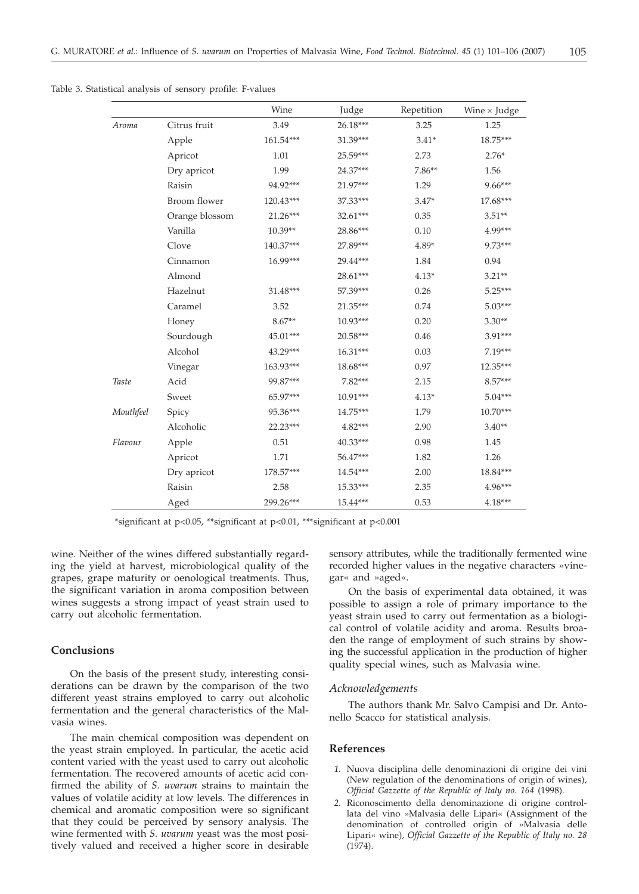Table 3. Statistical analysis of sensory profile: F-values

| | | Wine | Judge | Repetition | Wine × Judge |
|---|---|---|---|---|---|
| *Aroma* | Citrus fruit | 3.49 | 26.18*** | 3.25 | 1.25 |
| | Apple | 161.54*** | 31.39*** | 3.41* | 18.75*** |
| | Apricot | 1.01 | 25.59*** | 2.73 | 2.76* |
| | Dry apricot | 1.99 | 24.37*** | 7.86** | 1.56 |
| | Raisin | 94.92*** | 21.97*** | 1.29 | 9.66*** |
| | Broom flower | 120.43*** | 37.33*** | 3.47* | 17.68*** |
| | Orange blossom | 21.26*** | 32.61*** | 0.35 | 3.51** |
| | Vanilla | 10.39** | 28.86*** | 0.10 | 4.99*** |
| | Clove | 140.37*** | 27.89*** | 4.89* | 9.73*** |
| | Cinnamon | 16.99*** | 29.44*** | 1.84 | 0.94 |
| | Almond | | 28.61*** | 4.13* | 3.21** |
| | Hazelnut | 31.48*** | 57.39*** | 0.26 | 5.25*** |
| | Caramel | 3.52 | 21.35*** | 0.74 | 5.03*** |
| | Honey | 8.67** | 10.93*** | 0.20 | 3.30** |
| | Sourdough | 45.01*** | 20.58*** | 0.46 | 3.91*** |
| | Alcohol | 43.29*** | 16.31*** | 0.03 | 7.19*** |
| | Vinegar | 163.93*** | 18.68*** | 0.97 | 12.35*** |
| *Taste* | Acid | 99.87*** | 7.82*** | 2.15 | 8.57*** |
| | Sweet | 65.97*** | 10.91*** | 4.13* | 5.04*** |
| *Mouthfeel* | Spicy | 95.36*** | 14.75*** | 1.79 | 10.70*** |
| | Alcoholic | 22.23*** | 4.82*** | 2.90 | 3.40** |
| *Flavour* | Apple | 0.51 | 40.33*** | 0.98 | 1.45 |
| | Apricot | 1.71 | 56.47*** | 1.82 | 1.26 |
| | Dry apricot | 178.57*** | 14.54*** | 2.00 | 18.84*** |
| | Raisin | 2.58 | 15.33*** | 2.35 | 4.96*** |
| | Aged | 299.26*** | 15.44*** | 0.53 | 4.18*** |

*significant at $p<0.05$, **significant at $p<0.01$, ***significant at $p<0.001$

wine. Neither of the wines differed substantially regarding the yield at harvest, microbiological quality of the grapes, grape maturity or oenological treatments. Thus, the significant variation in aroma composition between wines suggests a strong impact of yeast strain used to carry out alcoholic fermentation.

## Conclusions

On the basis of the present study, interesting considerations can be drawn by the comparison of the two different yeast strains employed to carry out alcoholic fermentation and the general characteristics of the Malvasia wines.

The main chemical composition was dependent on the yeast strain employed. In particular, the acetic acid content varied with the yeast used to carry out alcoholic fermentation. The recovered amounts of acetic acid confirmed the ability of *S. uvarum* strains to maintain the values of volatile acidity at low levels. The differences in chemical and aromatic composition were so significant that they could be perceived by sensory analysis. The wine fermented with *S. uvarum* yeast was the most positively valued and received a higher score in desirable sensory attributes, while the traditionally fermented wine recorded higher values in the negative characters »vinegar« and »aged«.

On the basis of experimental data obtained, it was possible to assign a role of primary importance to the yeast strain used to carry out fermentation as a biological control of volatile acidity and aroma. Results broaden the range of employment of such strains by showing the successful application in the production of higher quality special wines, such as Malvasia wine.

### *Acknowledgements*

The authors thank Mr. Salvo Campisi and Dr. Antonello Scacco for statistical analysis.

## References

1. Nuova disciplina delle denominazioni di origine dei vini (New regulation of the denominations of origin of wines), *Official Gazzette of the Republic of Italy no. 164* (1998).
2. Riconoscimento della denominazione di origine controllata del vino »Malvasia delle Lipari« (Assignment of the denomination of controlled origin of »Malvasia delle Lipari« wine), *Official Gazzette of the Republic of Italy no. 28* (1974).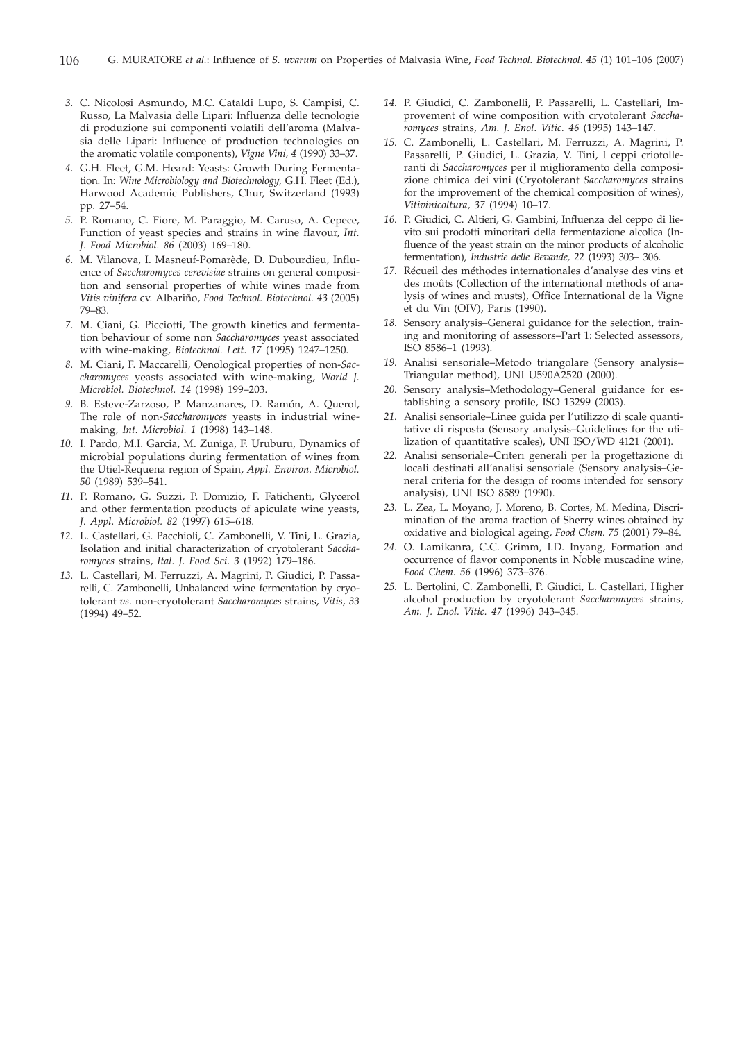3. C. Nicolosi Asmundo, M.C. Cataldi Lupo, S. Campisi, C. Russo, La Malvasia delle Lipari: Influenza delle tecnologie di produzione sui componenti volatili dell'aroma (Malvasia delle Lipari: Influence of production technologies on the aromatic volatile components), *Vigne Vini, 4* (1990) 33–37.
4. G.H. Fleet, G.M. Heard: Yeasts: Growth During Fermentation. In: *Wine Microbiology and Biotechnology*, G.H. Fleet (Ed.), Harwood Academic Publishers, Chur, Switzerland (1993) pp. 27–54.
5. P. Romano, C. Fiore, M. Paraggio, M. Caruso, A. Cepece, Function of yeast species and strains in wine flavour, *Int. J. Food Microbiol. 86* (2003) 169–180.
6. M. Vilanova, I. Masneuf-Pomarède, D. Dubourdieu, Influence of *Saccharomyces cerevisiae* strains on general composition and sensorial properties of white wines made from *Vitis vinifera* cv. Albariño, *Food Technol. Biotechnol. 43* (2005) 79–83.
7. M. Ciani, G. Picciotti, The growth kinetics and fermentation behaviour of some non *Saccharomyces* yeast associated with wine-making, *Biotechnol. Lett. 17* (1995) 1247–1250.
8. M. Ciani, F. Maccarelli, Oenological properties of non-*Saccharomyces* yeasts associated with wine-making, *World J. Microbiol. Biotechnol. 14* (1998) 199–203.
9. B. Esteve-Zarzoso, P. Manzanares, D. Ramón, A. Querol, The role of non-*Saccharomyces* yeasts in industrial winemaking, *Int. Microbiol. 1* (1998) 143–148.
10. I. Pardo, M.I. Garcia, M. Zuniga, F. Uruburu, Dynamics of microbial populations during fermentation of wines from the Utiel-Requena region of Spain, *Appl. Environ. Microbiol. 50* (1989) 539–541.
11. P. Romano, G. Suzzi, P. Domizio, F. Fatichenti, Glycerol and other fermentation products of apiculate wine yeasts, *J. Appl. Microbiol. 82* (1997) 615–618.
12. L. Castellari, G. Pacchioli, C. Zambonelli, V. Tini, L. Grazia, Isolation and initial characterization of cryotolerant *Saccharomyces* strains, *Ital. J. Food Sci. 3* (1992) 179–186.
13. L. Castellari, M. Ferruzzi, A. Magrini, P. Giudici, P. Passarelli, C. Zambonelli, Unbalanced wine fermentation by cryotolerant *vs.* non-cryotolerant *Saccharomyces* strains, *Vitis, 33* (1994) 49–52.
14. P. Giudici, C. Zambonelli, P. Passarelli, L. Castellari, Improvement of wine composition with cryotolerant *Saccharomyces* strains, *Am. J. Enol. Vitic. 46* (1995) 143–147.
15. C. Zambonelli, L. Castellari, M. Ferruzzi, A. Magrini, P. Passarelli, P. Giudici, L. Grazia, V. Tini, I ceppi criotolleranti di *Saccharomyces* per il miglioramento della composizione chimica dei vini (Cryotolerant *Saccharomyces* strains for the improvement of the chemical composition of wines), *Vitivinicoltura, 37* (1994) 10–17.
16. P. Giudici, C. Altieri, G. Gambini, Influenza del ceppo di lievito sui prodotti minoritari della fermentazione alcolica (Influence of the yeast strain on the minor products of alcoholic fermentation), *Industrie delle Bevande, 22* (1993) 303– 306.
17. Récueil des méthodes internationales d'analyse des vins et des moûts (Collection of the international methods of analysis of wines and musts), Office International de la Vigne et du Vin (OIV), Paris (1990).
18. Sensory analysis–General guidance for the selection, training and monitoring of assessors–Part 1: Selected assessors, ISO 8586–1 (1993).
19. Analisi sensoriale–Metodo triangolare (Sensory analysis–Triangular method), UNI U590A2520 (2000).
20. Sensory analysis–Methodology–General guidance for establishing a sensory profile, ISO 13299 (2003).
21. Analisi sensoriale–Linee guida per l'utilizzo di scale quantitative di risposta (Sensory analysis–Guidelines for the utilization of quantitative scales), UNI ISO/WD 4121 (2001).
22. Analisi sensoriale–Criteri generali per la progettazione di locali destinati all'analisi sensoriale (Sensory analysis–General criteria for the design of rooms intended for sensory analysis), UNI ISO 8589 (1990).
23. L. Zea, L. Moyano, J. Moreno, B. Cortes, M. Medina, Discrimination of the aroma fraction of Sherry wines obtained by oxidative and biological ageing, *Food Chem. 75* (2001) 79–84.
24. O. Lamikanra, C.C. Grimm, I.D. Inyang, Formation and occurrence of flavor components in Noble muscadine wine, *Food Chem. 56* (1996) 373–376.
25. L. Bertolini, C. Zambonelli, P. Giudici, L. Castellari, Higher alcohol production by cryotolerant *Saccharomyces* strains, *Am. J. Enol. Vitic. 47* (1996) 343–345.